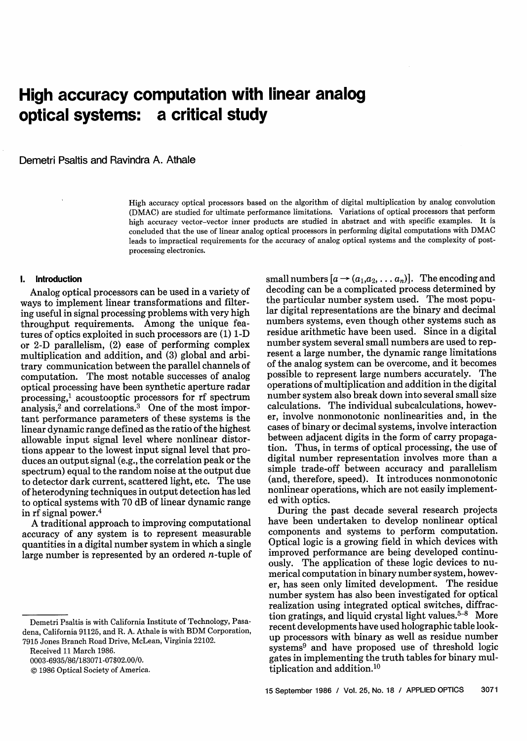# High accuracy computation with linear analog optical systems: a critical study

Demetri Psaltis and Ravindra A. Athale

High accuracy optical processors based on the algorithm of digital multiplication by analog convolution (DMAC) are studied for ultimate performance limitations. Variations of optical processors that perform high accuracy vector–vector inner products are studied in abstract and with specific examples. It is concluded that the use of linear analog optical processors in performing digital computations with DMAC leads to impractical requirements for the accuracy of analog optical systems and the complexity of post-processing electronics.

## I. Introduction

Analog optical processors can be used in a variety of ways to implement linear transformations and filtering useful in signal processing problems with very high throughput requirements. Among the unique features of optics exploited in such processors are (1) 1-D or 2-D parallelism, (2) ease of performing complex multiplication and addition, and (3) global and arbitrary communication between the parallel channels of computation. The most notable successes of analog optical processing have been synthetic aperture radar processing,[1] acoustooptic processors for rf spectrum analysis,[2] and correlations.[3] One of the most important performance parameters of these systems is the linear dynamic range defined as the ratio of the highest allowable input signal level where nonlinear distortions appear to the lowest input signal level that produces an output signal (e.g., the correlation peak or the spectrum) equal to the random noise at the output due to detector dark current, scattered light, etc. The use of heterodyning techniques in output detection has led to optical systems with 70 dB of linear dynamic range in rf signal power.[4]

A traditional approach to improving computational accuracy of any system is to represent measurable quantities in a digital number system in which a single large number is represented by an ordered $n$-tuple of small numbers $[a \rightarrow (a_1, a_2, \ldots a_n)]$. The encoding and decoding can be a complicated process determined by the particular number system used. The most popular digital representations are the binary and decimal numbers systems, even though other systems such as residue arithmetic have been used. Since in a digital number system several small numbers are used to represent a large number, the dynamic range limitations of the analog system can be overcome, and it becomes possible to represent large numbers accurately. The operations of multiplication and addition in the digital number system also break down into several small size calculations. The individual subcalculations, however, involve nonmonotonic nonlinearities and, in the cases of binary or decimal systems, involve interaction between adjacent digits in the form of carry propagation. Thus, in terms of optical processing, the use of digital number representation involves more than a simple trade-off between accuracy and parallelism (and, therefore, speed). It introduces nonmonotonic nonlinear operations, which are not easily implemented with optics.

During the past decade several research projects have been undertaken to develop nonlinear optical components and systems to perform computation. Optical logic is a growing field in which devices with improved performance are being developed continuously. The application of these logic devices to numerical computation in binary number system, however, has seen only limited development. The residue number system has also been investigated for optical realization using integrated optical switches, diffraction gratings, and liquid crystal light values.[5–8] More recent developments have used holographic table look-up processors with binary as well as residue number systems[9] and have proposed use of threshold logic gates in implementing the truth tables for binary multiplication and addition.[10]

Demetri Psaltis is with California Institute of Technology, Pasadena, California 91125, and R. A. Athale is with BDM Corporation, 7915 Jones Branch Road Drive, McLean, Virginia 22102.

Received 11 March 1986.

0003-6935/86/183071-07$02.00/0.

© 1986 Optical Society of America.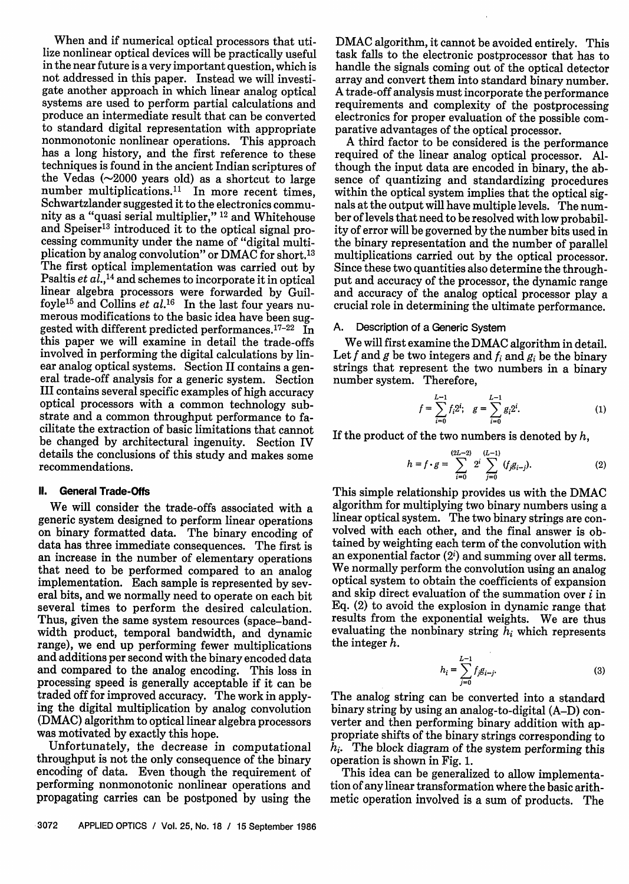When and if numerical optical processors that utilize nonlinear optical devices will be practically useful in the near future is a very important question, which is not addressed in this paper. Instead we will investigate another approach in which linear analog optical systems are used to perform partial calculations and produce an intermediate result that can be converted to standard digital representation with appropriate nonmonotonic nonlinear operations. This approach has a long history, and the first reference to these techniques is found in the ancient Indian scriptures of the Vedas (~2000 years old) as a shortcut to large number multiplications.[11] In more recent times, Schwartzlander suggested it to the electronics community as a "quasi serial multiplier,"[12] and Whitehouse and Speiser[13] introduced it to the optical signal processing community under the name of "digital multiplication by analog convolution" or DMAC for short.[13] The first optical implementation was carried out by Psaltis *et al.*,[14] and schemes to incorporate it in optical linear algebra processors were forwarded by Guilfoyle[15] and Collins *et al.*[16] In the last four years numerous modifications to the basic idea have been suggested with different predicted performances.[17–22] In this paper we will examine in detail the trade-offs involved in performing the digital calculations by linear analog optical systems. Section II contains a general trade-off analysis for a generic system. Section III contains several specific examples of high accuracy optical processors with a common technology substrate and a common throughput performance to facilitate the extraction of basic limitations that cannot be changed by architectural ingenuity. Section IV details the conclusions of this study and makes some recommendations.

## II. General Trade-Offs

We will consider the trade-offs associated with a generic system designed to perform linear operations on binary formatted data. The binary encoding of data has three immediate consequences. The first is an increase in the number of elementary operations that need to be performed compared to an analog implementation. Each sample is represented by several bits, and we normally need to operate on each bit several times to perform the desired calculation. Thus, given the same system resources (space–bandwidth product, temporal bandwidth, and dynamic range), we end up performing fewer multiplications and additions per second with the binary encoded data and compared to the analog encoding. This loss in processing speed is generally acceptable if it can be traded off for improved accuracy. The work in applying the digital multiplication by analog convolution (DMAC) algorithm to optical linear algebra processors was motivated by exactly this hope.

Unfortunately, the decrease in computational throughput is not the only consequence of the binary encoding of data. Even though the requirement of performing nonmonotonic nonlinear operations and propagating carries can be postponed by using the DMAC algorithm, it cannot be avoided entirely. This task falls to the electronic postprocessor that has to handle the signals coming out of the optical detector array and convert them into standard binary number. A trade-off analysis must incorporate the performance requirements and complexity of the postprocessing electronics for proper evaluation of the possible comparative advantages of the optical processor.

A third factor to be considered is the performance required of the linear analog optical processor. Although the input data are encoded in binary, the absence of quantizing and standardizing procedures within the optical system implies that the optical signals at the output will have multiple levels. The number of levels that need to be resolved with low probability of error will be governed by the number bits used in the binary representation and the number of parallel multiplications carried out by the optical processor. Since these two quantities also determine the throughput and accuracy of the processor, the dynamic range and accuracy of the analog optical processor play a crucial role in determining the ultimate performance.

### A. Description of a Generic System

We will first examine the DMAC algorithm in detail. Let $f$ and $g$ be two integers and $f_i$ and $g_i$ be the binary strings that represent the two numbers in a binary number system. Therefore,

$$f = \sum_{i=0}^{L-1} f_i 2^i; \quad g = \sum_{i=0}^{L-1} g_i 2^i. \tag{1}$$

If the product of the two numbers is denoted by $h$,

$$h = f \cdot g = \sum_{i=0}^{(2L-2)} 2^i \sum_{j=0}^{(L-1)} (f_j g_{i-j}). \tag{2}$$

This simple relationship provides us with the DMAC algorithm for multiplying two binary numbers using a linear optical system. The two binary strings are convolved with each other, and the final answer is obtained by weighting each term of the convolution with an exponential factor ($2^i$) and summing over all terms. We normally perform the convolution using an analog optical system to obtain the coefficients of expansion and skip direct evaluation of the summation over $i$ in Eq. (2) to avoid the explosion in dynamic range that results from the exponential weights. We are thus evaluating the nonbinary string $h_i$ which represents the integer $h$.

$$h_i = \sum_{j=0}^{L-1} f_j g_{i-j}. \tag{3}$$

The analog string can be converted into a standard binary string by using an analog-to-digital (A–D) converter and then performing binary addition with appropriate shifts of the binary strings corresponding to $h_i$. The block diagram of the system performing this operation is shown in Fig. 1.

This idea can be generalized to allow implementation of any linear transformation where the basic arithmetic operation involved is a sum of products. The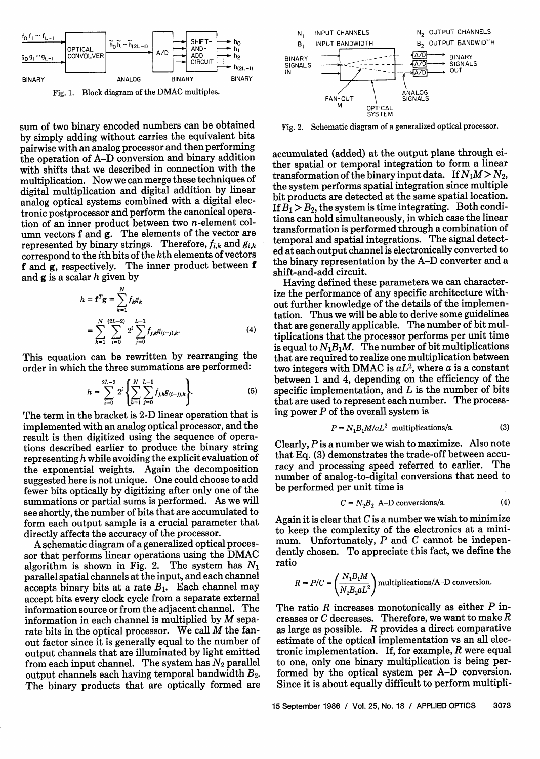Fig. 1. Block diagram of the DMAC multiples.

Fig. 2. Schematic diagram of a generalized optical processor.

sum of two binary encoded numbers can be obtained by simply adding without carries the equivalent bits pairwise with an analog processor and then performing the operation of A–D conversion and binary addition with shifts that we described in connection with the multiplication. Now we can merge these techniques of digital multiplication and digital addition by linear analog optical systems combined with a digital electronic postprocessor and perform the canonical operation of an inner product between two $n$-element column vectors $\mathbf{f}$ and $\mathbf{g}$. The elements of the vector are represented by binary strings. Therefore, $f_{i,k}$ and $g_{i,k}$ correspond to the $i$th bits of the $k$th elements of vectors $\mathbf{f}$ and $\mathbf{g}$, respectively. The inner product between $\mathbf{f}$ and $\mathbf{g}$ is a scalar $h$ given by

$$h = \mathbf{f}^T\mathbf{g} = \sum_{k=1}^{N} f_k g_k$$
$$= \sum_{k=1}^{N} \sum_{i=0}^{(2L-2)} 2^i \sum_{j=0}^{L-1} f_{j,k} g_{(i-j),k}. \tag{4}$$

This equation can be rewritten by rearranging the order in which the three summations are performed:

$$h = \sum_{i=0}^{2L-2} 2^i \left\{ \sum_{k=1}^{N} \sum_{j=0}^{L-1} f_{j,k} g_{(i-j),k} \right\}. \tag{5}$$

The term in the bracket is 2-D linear operation that is implemented with an analog optical processor, and the result is then digitized using the sequence of operations described earlier to produce the binary string representing $h$ while avoiding the explicit evaluation of the exponential weights. Again the decomposition suggested here is not unique. One could choose to add fewer bits optically by digitizing after only one of the summations or partial sums is performed. As we will see shortly, the number of bits that are accumulated to form each output sample is a crucial parameter that directly affects the accuracy of the processor.

A schematic diagram of a generalized optical processor that performs linear operations using the DMAC algorithm is shown in Fig. 2. The system has $N_1$ parallel spatial channels at the input, and each channel accepts binary bits at a rate $B_1$. Each channel may accept bits every clock cycle from a separate external information source or from the adjacent channel. The information in each channel is multiplied by $M$ separate bits in the optical processor. We call $M$ the fan-out factor since it is generally equal to the number of output channels that are illuminated by light emitted from each input channel. The system has $N_2$ parallel output channels each having temporal bandwidth $B_2$. The binary products that are optically formed are accumulated (added) at the output plane through either spatial or temporal integration to form a linear transformation of the binary input data. If $N_1M > N_2$, the system performs spatial integration since multiple bit products are detected at the same spatial location. If $B_1 > B_2$, the system is time integrating. Both conditions can hold simultaneously, in which case the linear transformation is performed through a combination of temporal and spatial integrations. The signal detected at each output channel is electronically converted to the binary representation by the A–D converter and a shift-and-add circuit.

Having defined these parameters we can characterize the performance of any specific architecture without further knowledge of the details of the implementation. Thus we will be able to derive some guidelines that are generally applicable. The number of bit multiplications that the processor performs per unit time is equal to $N_1B_1M$. The number of bit multiplications that are required to realize one multiplication between two integers with DMAC is $aL^2$, where $a$ is a constant between 1 and 4, depending on the efficiency of the specific implementation, and $L$ is the number of bits that are used to represent each number. The processing power $P$ of the overall system is

$$P = N_1B_1M/aL^2 \text{ multiplications/s.} \tag{3}$$

Clearly, $P$ is a number we wish to maximize. Also note that Eq. (3) demonstrates the trade-off between accuracy and processing speed referred to earlier. The number of analog-to-digital conversions that need to be performed per unit time is

$$C = N_2B_2 \text{ A–D conversions/s.} \tag{4}$$

Again it is clear that $C$ is a number we wish to minimize to keep the complexity of the electronics at a minimum. Unfortunately, $P$ and $C$ cannot be independently chosen. To appreciate this fact, we define the ratio

$$R = P/C = \left(\frac{N_1B_1M}{N_2B_2aL^2}\right) \text{multiplications/A–D conversion.}$$

The ratio $R$ increases monotonically as either $P$ increases or $C$ decreases. Therefore, we want to make $R$ as large as possible. $R$ provides a direct comparative estimate of the optical implementation vs an all electronic implementation. If, for example, $R$ were equal to one, only one binary multiplication is being performed by the optical system per A–D conversion. Since it is about equally difficult to perform multipli-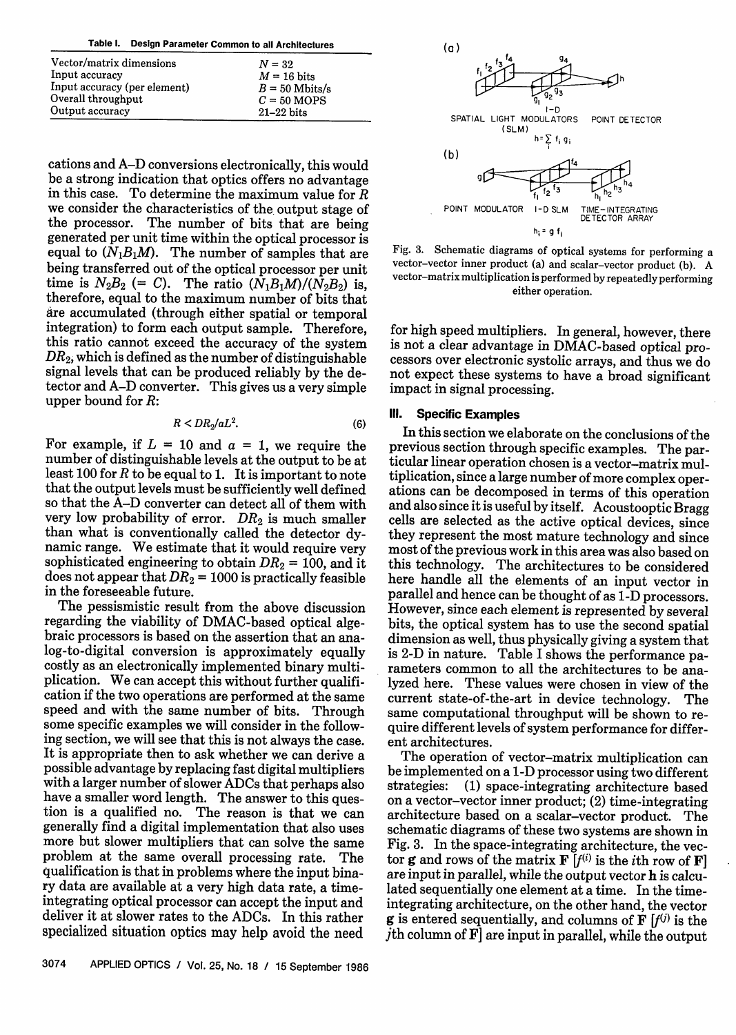**Table I. Design Parameter Common to all Architectures**

| | |
|---|---|
| Vector/matrix dimensions | $N = 32$ |
| Input accuracy | $M = 16$ bits |
| Input accuracy (per element) | $B = 50$ Mbits/s |
| Overall throughput | $C = 50$ MOPS |
| Output accuracy | 21–22 bits |

cations and A–D conversions electronically, this would be a strong indication that optics offers no advantage in this case. To determine the maximum value for $R$ we consider the characteristics of the output stage of the processor. The number of bits that are being generated per unit time within the optical processor is equal to $(N_1B_1M)$. The number of samples that are being transferred out of the optical processor per unit time is $N_2B_2$ $(= C)$. The ratio $(N_1B_1M)/(N_2B_2)$ is, therefore, equal to the maximum number of bits that are accumulated (through either spatial or temporal integration) to form each output sample. Therefore, this ratio cannot exceed the accuracy of the system $DR_2$, which is defined as the number of distinguishable signal levels that can be produced reliably by the detector and A–D converter. This gives us a very simple upper bound for $R$:

$$R < DR_2/aL^2. \tag{6}$$

For example, if $L = 10$ and $a = 1$, we require the number of distinguishable levels at the output to be at least 100 for $R$ to be equal to 1. It is important to note that the output levels must be sufficiently well defined so that the A–D converter can detect all of them with very low probability of error. $DR_2$ is much smaller than what is conventionally called the detector dynamic range. We estimate that it would require very sophisticated engineering to obtain $DR_2 = 100$, and it does not appear that $DR_2 = 1000$ is practically feasible in the foreseeable future.

The pessimistic result from the above discussion regarding the viability of DMAC-based optical algebraic processors is based on the assertion that an analog-to-digital conversion is approximately equally costly as an electronically implemented binary multiplication. We can accept this without further qualification if the two operations are performed at the same speed and with the same number of bits. Through some specific examples we will consider in the following section, we will see that this is not always the case. It is appropriate then to ask whether we can derive a possible advantage by replacing fast digital multipliers with a larger number of slower ADCs that perhaps also have a smaller word length. The answer to this question is a qualified no. The reason is that we can generally find a digital implementation that also uses more but slower multipliers that can solve the same problem at the same overall processing rate. The qualification is that in problems where the input binary data are available at a very high data rate, a time-integrating optical processor can accept the input and deliver it at slower rates to the ADCs. In this rather specialized situation optics may help avoid the need for high speed multipliers. In general, however, there is not a clear advantage in DMAC-based optical processors over electronic systolic arrays, and thus we do not expect these systems to have a broad significant impact in signal processing.

Fig. 3. Schematic diagrams of optical systems for performing a vector–vector inner product (a) and scalar–vector product (b). A vector–matrix multiplication is performed by repeatedly performing either operation.

## III. Specific Examples

In this section we elaborate on the conclusions of the previous section through specific examples. The particular linear operation chosen is a vector–matrix multiplication, since a large number of more complex operations can be decomposed in terms of this operation and also since it is useful by itself. Acoustooptic Bragg cells are selected as the active optical devices, since they represent the most mature technology and since most of the previous work in this area was also based on this technology. The architectures to be considered here handle all the elements of an input vector in parallel and hence can be thought of as 1-D processors. However, since each element is represented by several bits, the optical system has to use the second spatial dimension as well, thus physically giving a system that is 2-D in nature. Table I shows the performance parameters common to all the architectures to be analyzed here. These values were chosen in view of the current state-of-the-art in device technology. The same computational throughput will be shown to require different levels of system performance for different architectures.

The operation of vector–matrix multiplication can be implemented on a 1-D processor using two different strategies: (1) space-integrating architecture based on a vector–vector inner product; (2) time-integrating architecture based on a scalar–vector product. The schematic diagrams of these two systems are shown in Fig. 3. In the space-integrating architecture, the vector **g** and rows of the matrix **F** [$f^{(i)}$ is the $i$th row of **F**] are input in parallel, while the output vector **h** is calculated sequentially one element at a time. In the time-integrating architecture, on the other hand, the vector **g** is entered sequentially, and columns of **F** [$f^{(j)}$ is the $j$th column of **F**] are input in parallel, while the output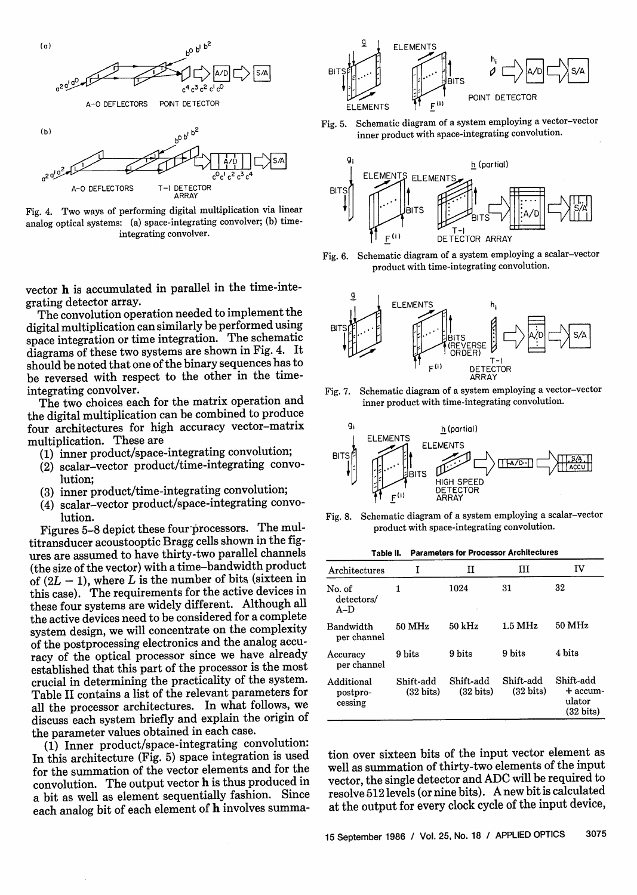Fig. 4. Two ways of performing digital multiplication via linear analog optical systems: (a) space-integrating convolver; (b) time-integrating convolver.

Fig. 5. Schematic diagram of a system employing a vector–vector inner product with space-integrating convolution.

Fig. 6. Schematic diagram of a system employing a scalar–vector product with time-integrating convolution.

Fig. 7. Schematic diagram of a system employing a vector–vector inner product with time-integrating convolution.

Fig. 8. Schematic diagram of a system employing a scalar–vector product with space-integrating convolution.

vector **h** is accumulated in parallel in the time-integrating detector array.

The convolution operation needed to implement the digital multiplication can similarly be performed using space integration or time integration. The schematic diagrams of these two systems are shown in Fig. 4. It should be noted that one of the binary sequences has to be reversed with respect to the other in the time-integrating convolver.

The two choices each for the matrix operation and the digital multiplication can be combined to produce four architectures for high accuracy vector–matrix multiplication. These are

(1) inner product/space-integrating convolution;
(2) scalar–vector product/time-integrating convolution;
(3) inner product/time-integrating convolution;
(4) scalar–vector product/space-integrating convolution.

Figures 5–8 depict these four processors. The multitransducer acoustooptic Bragg cells shown in the figures are assumed to have thirty-two parallel channels (the size of the vector) with a time–bandwidth product of $(2L - 1)$, where $L$ is the number of bits (sixteen in this case). The requirements for the active devices in these four systems are widely different. Although all the active devices need to be considered for a complete system design, we will concentrate on the complexity of the postprocessing electronics and the analog accuracy of the optical processor since we have already established that this part of the processor is the most crucial in determining the practicality of the system. Table II contains a list of the relevant parameters for all the processor architectures. In what follows, we discuss each system briefly and explain the origin of the parameter values obtained in each case.

**Table II. Parameters for Processor Architectures**

| Architectures | I | II | III | IV |
|---|---|---|---|---|
| No. of detectors/ A–D | 1 | 1024 | 31 | 32 |
| Bandwidth per channel | 50 MHz | 50 kHz | 1.5 MHz | 50 MHz |
| Accuracy per channel | 9 bits | 9 bits | 9 bits | 4 bits |
| Additional postprocessing | Shift-add (32 bits) | Shift-add (32 bits) | Shift-add (32 bits) | Shift-add + accumulator (32 bits) |

(1) Inner product/space-integrating convolution: In this architecture (Fig. 5) space integration is used for the summation of the vector elements and for the convolution. The output vector **h** is thus produced in a bit as well as element sequentially fashion. Since each analog bit of each element of **h** involves summation over sixteen bits of the input vector element as well as summation of thirty-two elements of the input vector, the single detector and ADC will be required to resolve 512 levels (or nine bits). A new bit is calculated at the output for every clock cycle of the input device,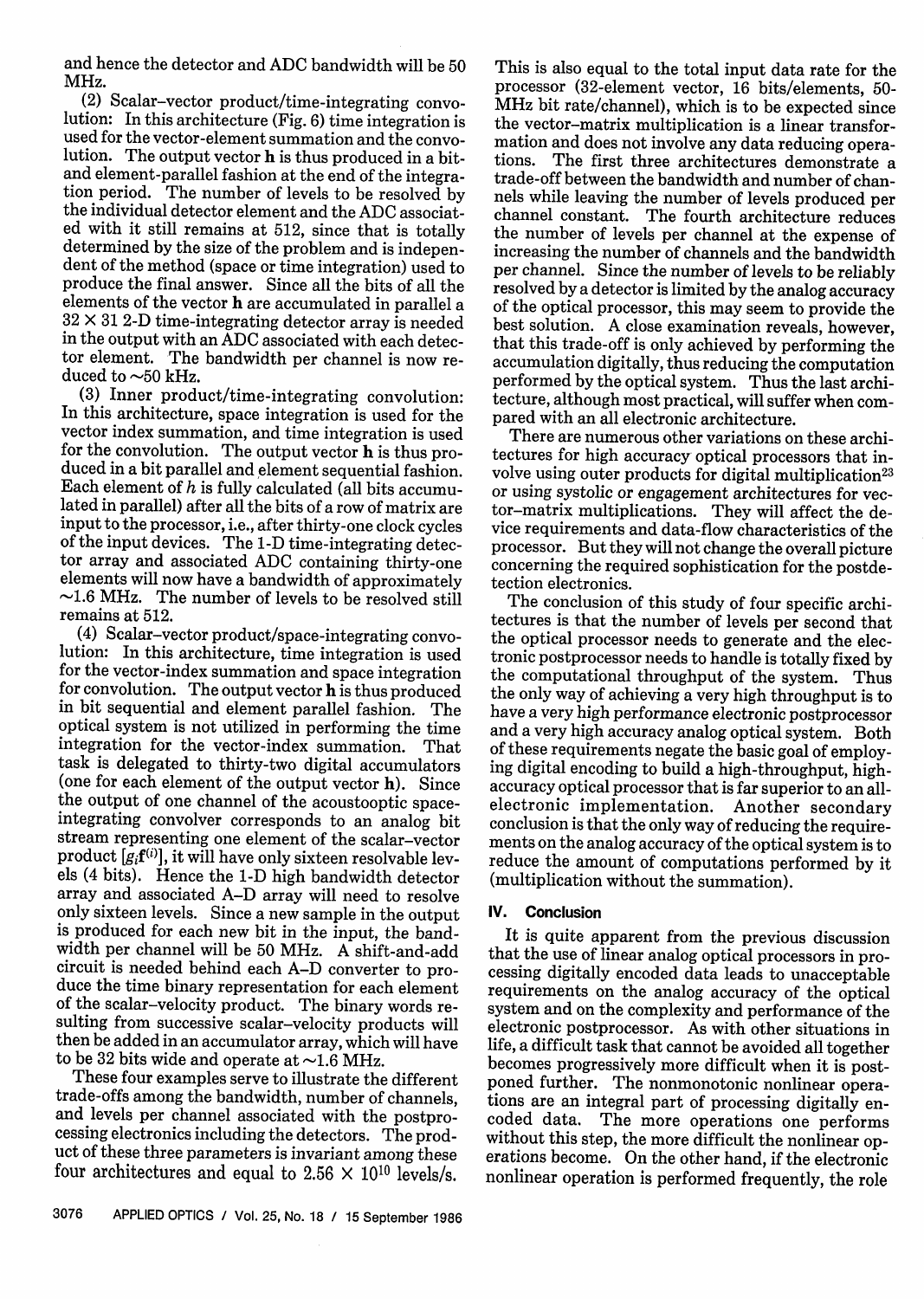and hence the detector and ADC bandwidth will be 50 MHz.

(2) Scalar–vector product/time-integrating convolution: In this architecture (Fig. 6) time integration is used for the vector-element summation and the convolution. The output vector **h** is thus produced in a bit- and element-parallel fashion at the end of the integration period. The number of levels to be resolved by the individual detector element and the ADC associated with it still remains at 512, since that is totally determined by the size of the problem and is independent of the method (space or time integration) used to produce the final answer. Since all the bits of all the elements of the vector **h** are accumulated in parallel a $32 \times 31$ 2-D time-integrating detector array is needed in the output with an ADC associated with each detector element. The bandwidth per channel is now reduced to ~50 kHz.

(3) Inner product/time-integrating convolution: In this architecture, space integration is used for the vector index summation, and time integration is used for the convolution. The output vector **h** is thus produced in a bit parallel and element sequential fashion. Each element of $h$ is fully calculated (all bits accumulated in parallel) after all the bits of a row of matrix are input to the processor, i.e., after thirty-one clock cycles of the input devices. The 1-D time-integrating detector array and associated ADC containing thirty-one elements will now have a bandwidth of approximately ~1.6 MHz. The number of levels to be resolved still remains at 512.

(4) Scalar–vector product/space-integrating convolution: In this architecture, time integration is used for the vector-index summation and space integration for convolution. The output vector **h** is thus produced in bit sequential and element parallel fashion. The optical system is not utilized in performing the time integration for the vector-index summation. That task is delegated to thirty-two digital accumulators (one for each element of the output vector **h**). Since the output of one channel of the acoustooptic space-integrating convolver corresponds to an analog bit stream representing one element of the scalar–vector product $[g_i\mathbf{f}^{(i)}]$, it will have only sixteen resolvable levels (4 bits). Hence the 1-D high bandwidth detector array and associated A–D array will need to resolve only sixteen levels. Since a new sample in the output is produced for each new bit in the input, the bandwidth per channel will be 50 MHz. A shift-and-add circuit is needed behind each A–D converter to produce the time binary representation for each element of the scalar–velocity product. The binary words resulting from successive scalar–velocity products will then be added in an accumulator array, which will have to be 32 bits wide and operate at ~1.6 MHz.

These four examples serve to illustrate the different trade-offs among the bandwidth, number of channels, and levels per channel associated with the postprocessing electronics including the detectors. The product of these three parameters is invariant among these four architectures and equal to $2.56 \times 10^{10}$ levels/s. This is also equal to the total input data rate for the processor (32-element vector, 16 bits/elements, 50-MHz bit rate/channel), which is to be expected since the vector–matrix multiplication is a linear transformation and does not involve any data reducing operations. The first three architectures demonstrate a trade-off between the bandwidth and number of channels while leaving the number of levels produced per channel constant. The fourth architecture reduces the number of levels per channel at the expense of increasing the number of channels and the bandwidth per channel. Since the number of levels to be reliably resolved by a detector is limited by the analog accuracy of the optical processor, this may seem to provide the best solution. A close examination reveals, however, that this trade-off is only achieved by performing the accumulation digitally, thus reducing the computation performed by the optical system. Thus the last architecture, although most practical, will suffer when compared with an all electronic architecture.

There are numerous other variations on these architectures for high accuracy optical processors that involve using outer products for digital multiplication[23] or using systolic or engagement architectures for vector–matrix multiplications. They will affect the device requirements and data-flow characteristics of the processor. But they will not change the overall picture concerning the required sophistication for the postdetection electronics.

The conclusion of this study of four specific architectures is that the number of levels per second that the optical processor needs to generate and the electronic postprocessor needs to handle is totally fixed by the computational throughput of the system. Thus the only way of achieving a very high throughput is to have a very high performance electronic postprocessor and a very high accuracy analog optical system. Both of these requirements negate the basic goal of employing digital encoding to build a high-throughput, high-accuracy optical processor that is far superior to an all-electronic implementation. Another secondary conclusion is that the only way of reducing the requirements on the analog accuracy of the optical system is to reduce the amount of computations performed by it (multiplication without the summation).

## IV. Conclusion

It is quite apparent from the previous discussion that the use of linear analog optical processors in processing digitally encoded data leads to unacceptable requirements on the analog accuracy of the optical system and on the complexity and performance of the electronic postprocessor. As with other situations in life, a difficult task that cannot be avoided all together becomes progressively more difficult when it is postponed further. The nonmonotonic nonlinear operations are an integral part of processing digitally encoded data. The more operations one performs without this step, the more difficult the nonlinear operations become. On the other hand, if the electronic nonlinear operation is performed frequently, the role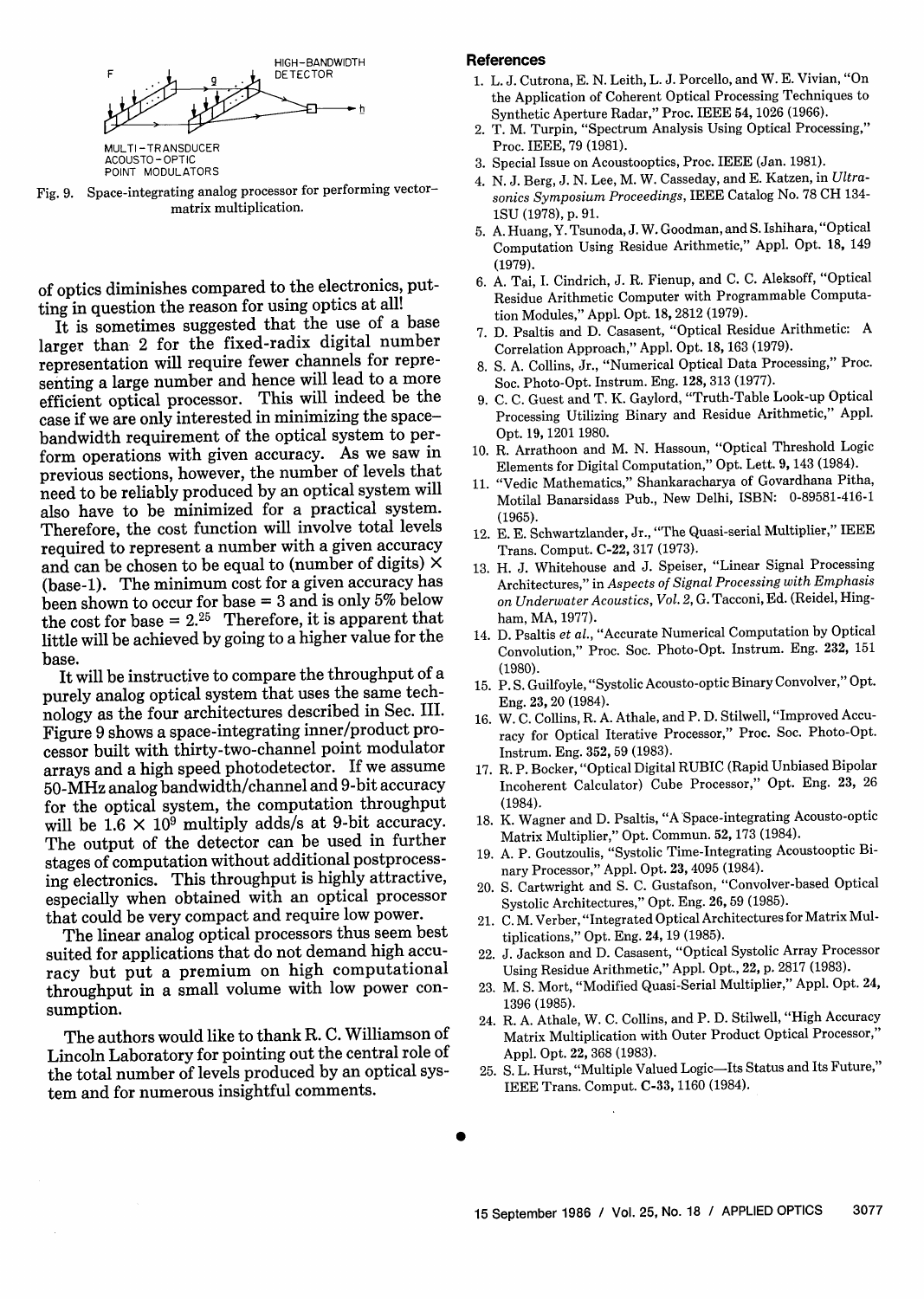F

g

HIGH-BANDWIDTH DETECTOR

h

MULTI-TRANSDUCER ACOUSTO-OPTIC POINT MODULATORS

Fig. 9. Space-integrating analog processor for performing vector–matrix multiplication.

of optics diminishes compared to the electronics, putting in question the reason for using optics at all!

It is sometimes suggested that the use of a base larger than 2 for the fixed-radix digital number representation will require fewer channels for representing a large number and hence will lead to a more efficient optical processor. This will indeed be the case if we are only interested in minimizing the space-bandwidth requirement of the optical system to perform operations with given accuracy. As we saw in previous sections, however, the number of levels that need to be reliably produced by an optical system will also have to be minimized for a practical system. Therefore, the cost function will involve total levels required to represent a number with a given accuracy and can be chosen to be equal to (number of digits) × (base-1). The minimum cost for a given accuracy has been shown to occur for base = 3 and is only 5% below the cost for base = 2.[25] Therefore, it is apparent that little will be achieved by going to a higher value for the base.

It will be instructive to compare the throughput of a purely analog optical system that uses the same technology as the four architectures described in Sec. III. Figure 9 shows a space-integrating inner/product processor built with thirty-two-channel point modulator arrays and a high speed photodetector. If we assume 50-MHz analog bandwidth/channel and 9-bit accuracy for the optical system, the computation throughput will be $1.6 \times 10^9$ multiply adds/s at 9-bit accuracy. The output of the detector can be used in further stages of computation without additional postprocessing electronics. This throughput is highly attractive, especially when obtained with an optical processor that could be very compact and require low power.

The linear analog optical processors thus seem best suited for applications that do not demand high accuracy but put a premium on high computational throughput in a small volume with low power consumption.

The authors would like to thank R. C. Williamson of Lincoln Laboratory for pointing out the central role of the total number of levels produced by an optical system and for numerous insightful comments.

## References

1. L. J. Cutrona, E. N. Leith, L. J. Porcello, and W. E. Vivian, "On the Application of Coherent Optical Processing Techniques to Synthetic Aperture Radar," Proc. IEEE 54, 1026 (1966).
2. T. M. Turpin, "Spectrum Analysis Using Optical Processing," Proc. IEEE, 79 (1981).
3. Special Issue on Acoustooptics, Proc. IEEE (Jan. 1981).
4. N. J. Berg, J. N. Lee, M. W. Casseday, and E. Katzen, in *Ultrasonics Symposium Proceedings*, IEEE Catalog No. 78 CH 134-1SU (1978), p. 91.
5. A. Huang, Y. Tsunoda, J. W. Goodman, and S. Ishihara, "Optical Computation Using Residue Arithmetic," Appl. Opt. 18, 149 (1979).
6. A. Tai, I. Cindrich, J. R. Fienup, and C. C. Aleksoff, "Optical Residue Arithmetic Computer with Programmable Computation Modules," Appl. Opt. 18, 2812 (1979).
7. D. Psaltis and D. Casasent, "Optical Residue Arithmetic: A Correlation Approach," Appl. Opt. 18, 163 (1979).
8. S. A. Collins, Jr., "Numerical Optical Data Processing," Proc. Soc. Photo-Opt. Instrum. Eng. 128, 313 (1977).
9. C. C. Guest and T. K. Gaylord, "Truth-Table Look-up Optical Processing Utilizing Binary and Residue Arithmetic," Appl. Opt. 19, 1201 1980.
10. R. Arrathoon and M. N. Hassoun, "Optical Threshold Logic Elements for Digital Computation," Opt. Lett. 9, 143 (1984).
11. "Vedic Mathematics," Shankaracharya of Govardhana Pitha, Motilal Banarsidass Pub., New Delhi, ISBN: 0-89581-416-1 (1965).
12. E. E. Schwartzlander, Jr., "The Quasi-serial Multiplier," IEEE Trans. Comput. C-22, 317 (1973).
13. H. J. Whitehouse and J. Speiser, "Linear Signal Processing Architectures," in *Aspects of Signal Processing with Emphasis on Underwater Acoustics, Vol. 2*, G. Tacconi, Ed. (Reidel, Hingham, MA, 1977).
14. D. Psaltis *et al.*, "Accurate Numerical Computation by Optical Convolution," Proc. Soc. Photo-Opt. Instrum. Eng. 232, 151 (1980).
15. P. S. Guilfoyle, "Systolic Acousto-optic Binary Convolver," Opt. Eng. 23, 20 (1984).
16. W. C. Collins, R. A. Athale, and P. D. Stilwell, "Improved Accuracy for Optical Iterative Processor," Proc. Soc. Photo-Opt. Instrum. Eng. 352, 59 (1983).
17. R. P. Bocker, "Optical Digital RUBIC (Rapid Unbiased Bipolar Incoherent Calculator) Cube Processor," Opt. Eng. 23, 26 (1984).
18. K. Wagner and D. Psaltis, "A Space-integrating Acousto-optic Matrix Multiplier," Opt. Commun. 52, 173 (1984).
19. A. P. Goutzoulis, "Systolic Time-Integrating Acoustooptic Binary Processor," Appl. Opt. 23, 4095 (1984).
20. S. Cartwright and S. C. Gustafson, "Convolver-based Optical Systolic Architectures," Opt. Eng. 26, 59 (1985).
21. C. M. Verber, "Integrated Optical Architectures for Matrix Multiplications," Opt. Eng. 24, 19 (1985).
22. J. Jackson and D. Casasent, "Optical Systolic Array Processor Using Residue Arithmetic," Appl. Opt., 22, p. 2817 (1983).
23. M. S. Mort, "Modified Quasi-Serial Multiplier," Appl. Opt. 24, 1396 (1985).
24. R. A. Athale, W. C. Collins, and P. D. Stilwell, "High Accuracy Matrix Multiplication with Outer Product Optical Processor," Appl. Opt. 22, 368 (1983).
25. S. L. Hurst, "Multiple Valued Logic—Its Status and Its Future," IEEE Trans. Comput. C-33, 1160 (1984).